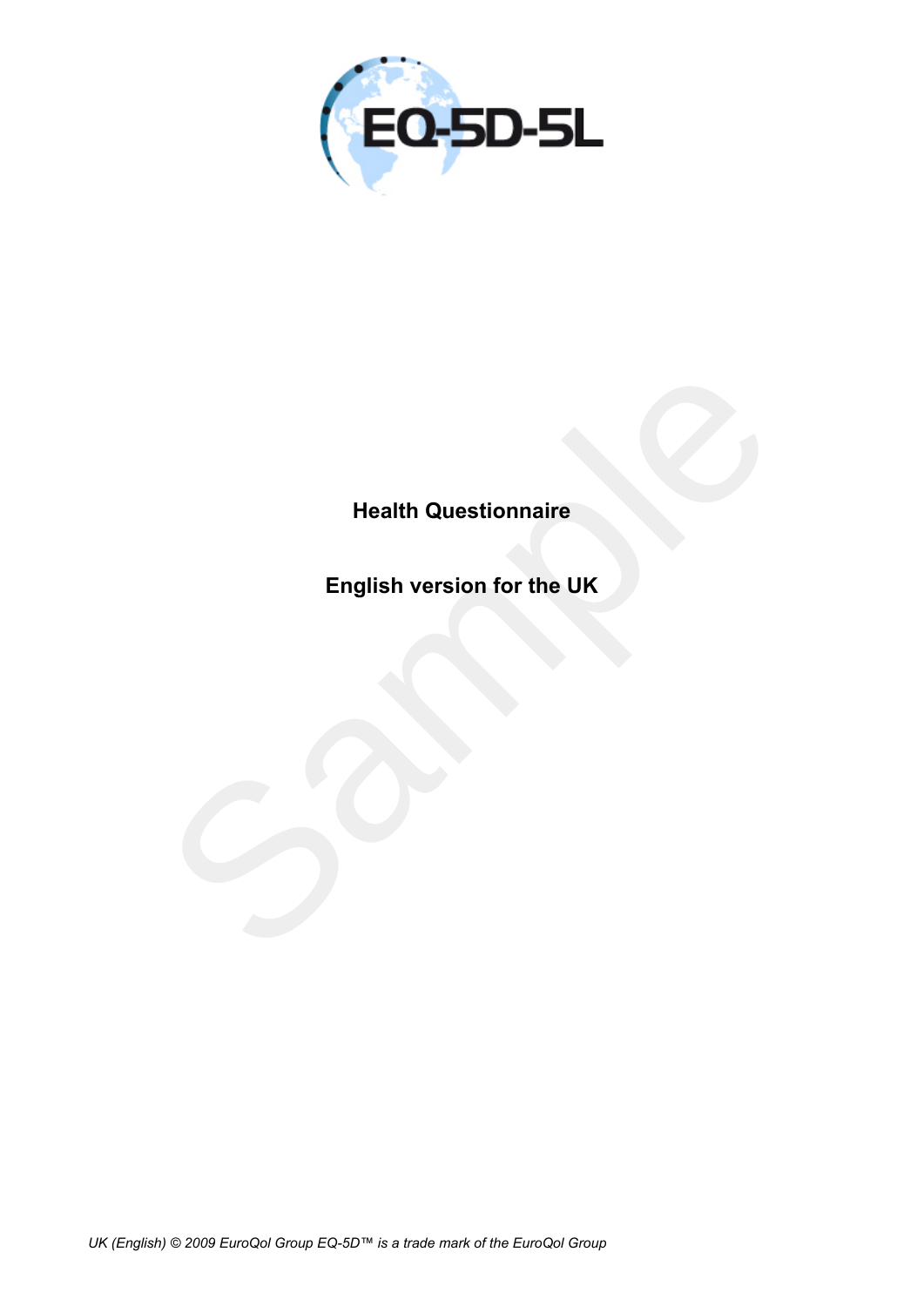# EQ-5D-5L

**Health Questionnaire**

**English version for the UK**

*UK (English) © 2009 EuroQol Group EQ-5D™ is a trade mark of the EuroQol Group*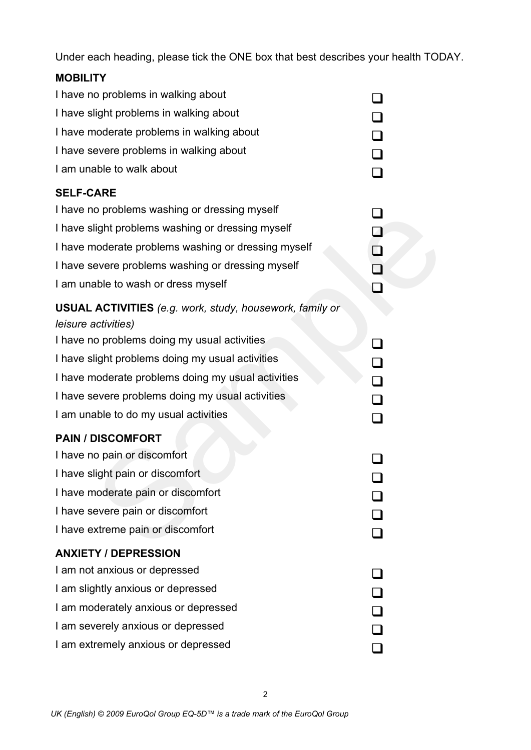Under each heading, please tick the ONE box that best describes your health TODAY.

**MOBILITY**

I have no problems in walking about ☐
I have slight problems in walking about ☐
I have moderate problems in walking about ☐
I have severe problems in walking about ☐
I am unable to walk about ☐

**SELF-CARE**

I have no problems washing or dressing myself ☐
I have slight problems washing or dressing myself ☐
I have moderate problems washing or dressing myself ☐
I have severe problems washing or dressing myself ☐
I am unable to wash or dress myself ☐

**USUAL ACTIVITIES** *(e.g. work, study, housework, family or leisure activities)*

I have no problems doing my usual activities ☐
I have slight problems doing my usual activities ☐
I have moderate problems doing my usual activities ☐
I have severe problems doing my usual activities ☐
I am unable to do my usual activities ☐

**PAIN / DISCOMFORT**

I have no pain or discomfort ☐
I have slight pain or discomfort ☐
I have moderate pain or discomfort ☐
I have severe pain or discomfort ☐
I have extreme pain or discomfort ☐

**ANXIETY / DEPRESSION**

I am not anxious or depressed ☐
I am slightly anxious or depressed ☐
I am moderately anxious or depressed ☐
I am severely anxious or depressed ☐
I am extremely anxious or depressed ☐

*UK (English) © 2009 EuroQol Group EQ-5D™ is a trade mark of the EuroQol Group*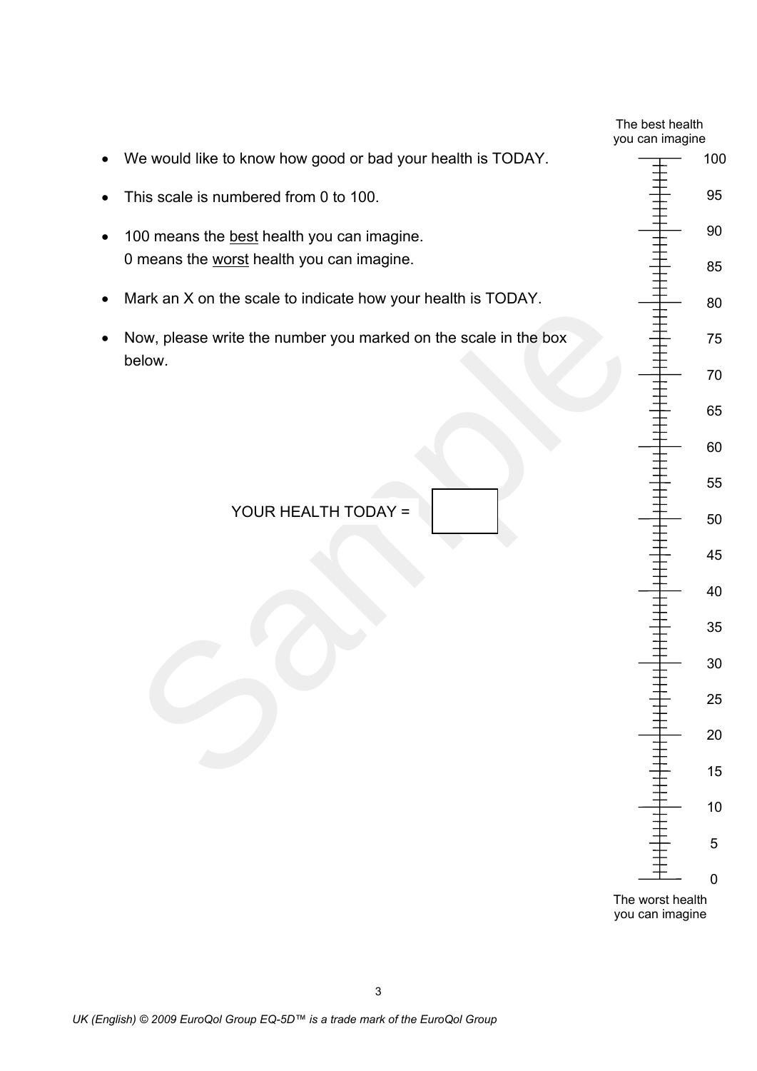- We would like to know how good or bad your health is TODAY.
- This scale is numbered from 0 to 100.
- 100 means the best health you can imagine.
  0 means the worst health you can imagine.
- Mark an X on the scale to indicate how your health is TODAY.
- Now, please write the number you marked on the scale in the box below.

YOUR HEALTH TODAY =

The best health you can imagine

100

95

90

85

80

75

70

65

60

55

50

45

40

35

30

25

20

15

10

5

0

The worst health you can imagine

*UK (English) © 2009 EuroQol Group EQ-5D™ is a trade mark of the EuroQol Group*